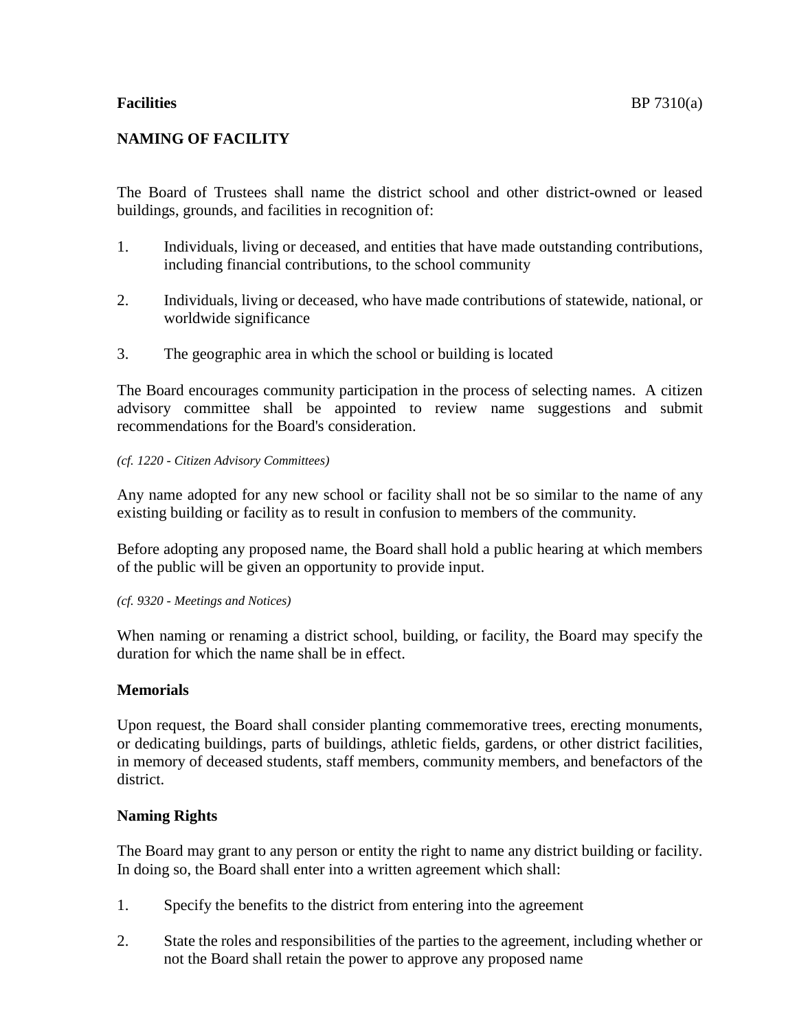**Facilities** BP 7310(a)

## NAMING OF FACILITY

The Board of Trustees shall name the district school and other district-owned or leased buildings, grounds, and facilities in recognition of:

1. Individuals, living or deceased, and entities that have made outstanding contributions, including financial contributions, to the school community

2. Individuals, living or deceased, who have made contributions of statewide, national, or worldwide significance

3. The geographic area in which the school or building is located

The Board encourages community participation in the process of selecting names. A citizen advisory committee shall be appointed to review name suggestions and submit recommendations for the Board's consideration.

*(cf. 1220 - Citizen Advisory Committees)*

Any name adopted for any new school or facility shall not be so similar to the name of any existing building or facility as to result in confusion to members of the community.

Before adopting any proposed name, the Board shall hold a public hearing at which members of the public will be given an opportunity to provide input.

*(cf. 9320 - Meetings and Notices)*

When naming or renaming a district school, building, or facility, the Board may specify the duration for which the name shall be in effect.

### Memorials

Upon request, the Board shall consider planting commemorative trees, erecting monuments, or dedicating buildings, parts of buildings, athletic fields, gardens, or other district facilities, in memory of deceased students, staff members, community members, and benefactors of the district.

### Naming Rights

The Board may grant to any person or entity the right to name any district building or facility. In doing so, the Board shall enter into a written agreement which shall:

1. Specify the benefits to the district from entering into the agreement

2. State the roles and responsibilities of the parties to the agreement, including whether or not the Board shall retain the power to approve any proposed name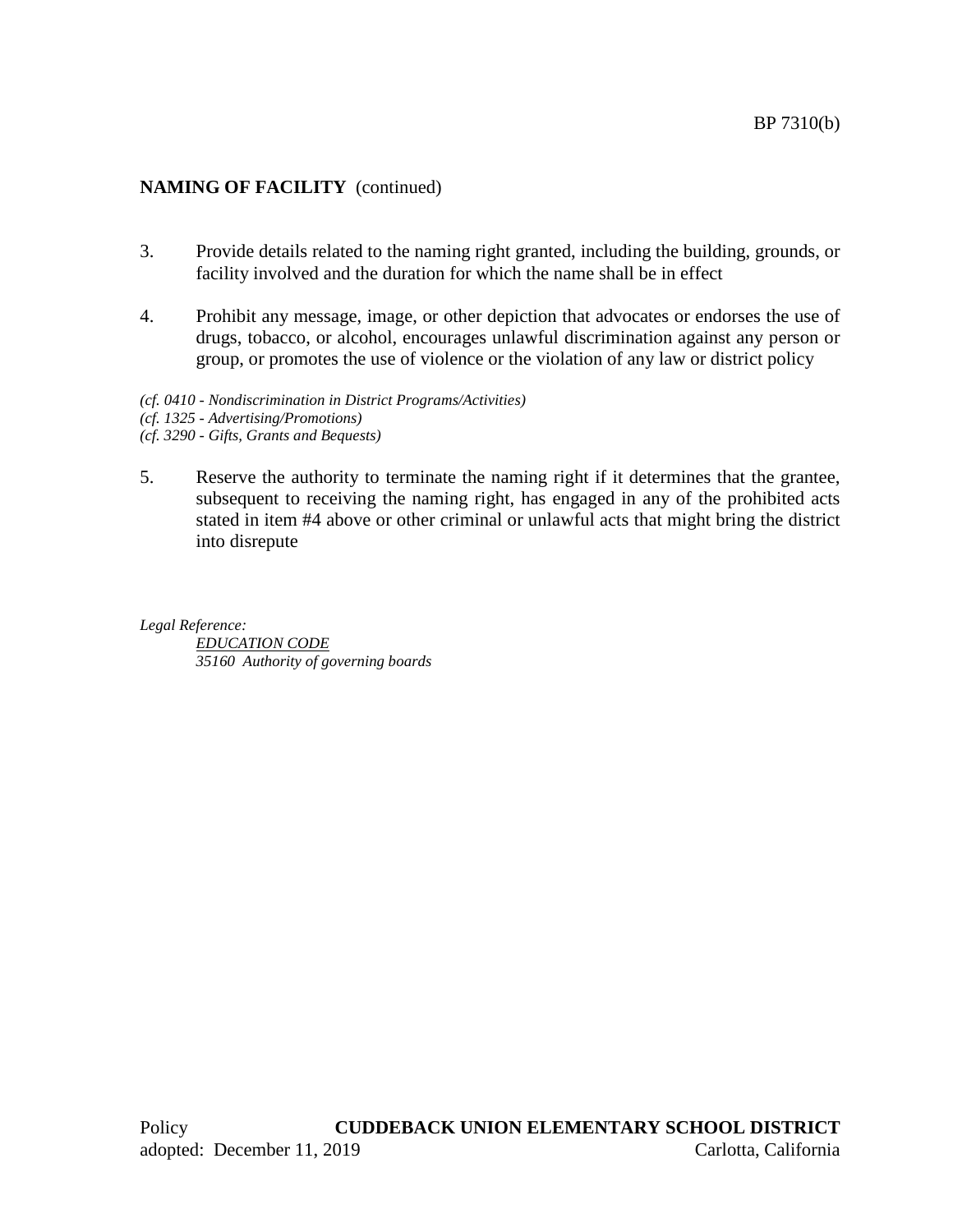**NAMING OF FACILITY** (continued)

3. Provide details related to the naming right granted, including the building, grounds, or facility involved and the duration for which the name shall be in effect

4. Prohibit any message, image, or other depiction that advocates or endorses the use of drugs, tobacco, or alcohol, encourages unlawful discrimination against any person or group, or promotes the use of violence or the violation of any law or district policy

*(cf. 0410 - Nondiscrimination in District Programs/Activities)*
*(cf. 1325 - Advertising/Promotions)*
*(cf. 3290 - Gifts, Grants and Bequests)*

5. Reserve the authority to terminate the naming right if it determines that the grantee, subsequent to receiving the naming right, has engaged in any of the prohibited acts stated in item #4 above or other criminal or unlawful acts that might bring the district into disrepute

*Legal Reference:*
*EDUCATION CODE*
*35160 Authority of governing boards*

Policy **CUDDEBACK UNION ELEMENTARY SCHOOL DISTRICT**
adopted: December 11, 2019 Carlotta, California